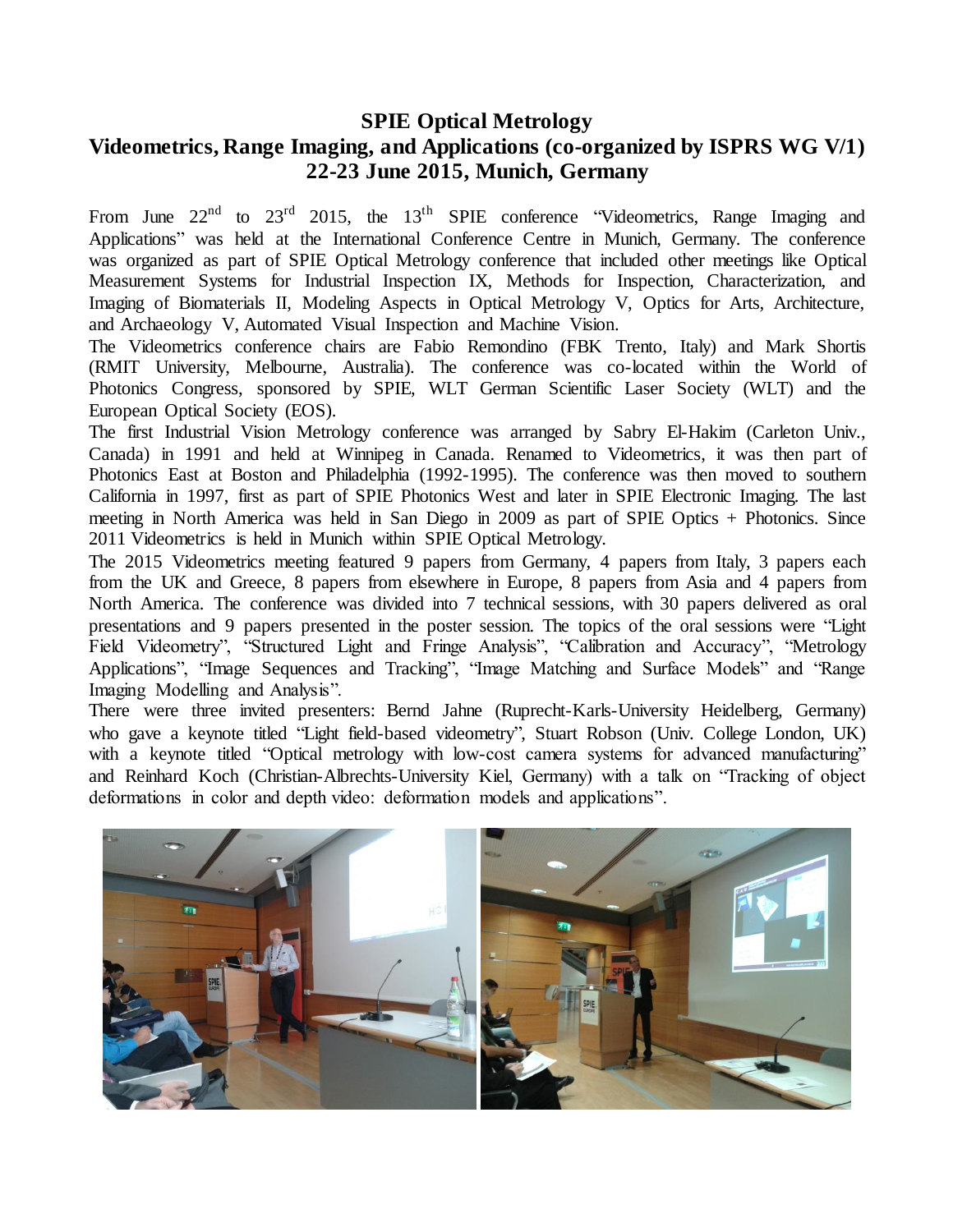# SPIE Optical Metrology

## Videometrics, Range Imaging, and Applications (co-organized by ISPRS WG V/1)

## 22-23 June 2015, Munich, Germany

From June 22nd to 23rd 2015, the 13th SPIE conference "Videometrics, Range Imaging and Applications" was held at the International Conference Centre in Munich, Germany. The conference was organized as part of SPIE Optical Metrology conference that included other meetings like Optical Measurement Systems for Industrial Inspection IX, Methods for Inspection, Characterization, and Imaging of Biomaterials II, Modeling Aspects in Optical Metrology V, Optics for Arts, Architecture, and Archaeology V, Automated Visual Inspection and Machine Vision.

The Videometrics conference chairs are Fabio Remondino (FBK Trento, Italy) and Mark Shortis (RMIT University, Melbourne, Australia). The conference was co-located within the World of Photonics Congress, sponsored by SPIE, WLT German Scientific Laser Society (WLT) and the European Optical Society (EOS).

The first Industrial Vision Metrology conference was arranged by Sabry El-Hakim (Carleton Univ., Canada) in 1991 and held at Winnipeg in Canada. Renamed to Videometrics, it was then part of Photonics East at Boston and Philadelphia (1992-1995). The conference was then moved to southern California in 1997, first as part of SPIE Photonics West and later in SPIE Electronic Imaging. The last meeting in North America was held in San Diego in 2009 as part of SPIE Optics + Photonics. Since 2011 Videometrics is held in Munich within SPIE Optical Metrology.

The 2015 Videometrics meeting featured 9 papers from Germany, 4 papers from Italy, 3 papers each from the UK and Greece, 8 papers from elsewhere in Europe, 8 papers from Asia and 4 papers from North America. The conference was divided into 7 technical sessions, with 30 papers delivered as oral presentations and 9 papers presented in the poster session. The topics of the oral sessions were "Light Field Videometry", "Structured Light and Fringe Analysis", "Calibration and Accuracy", "Metrology Applications", "Image Sequences and Tracking", "Image Matching and Surface Models" and "Range Imaging Modelling and Analysis".

There were three invited presenters: Bernd Jahne (Ruprecht-Karls-University Heidelberg, Germany) who gave a keynote titled "Light field-based videometry", Stuart Robson (Univ. College London, UK) with a keynote titled "Optical metrology with low-cost camera systems for advanced manufacturing" and Reinhard Koch (Christian-Albrechts-University Kiel, Germany) with a talk on "Tracking of object deformations in color and depth video: deformation models and applications".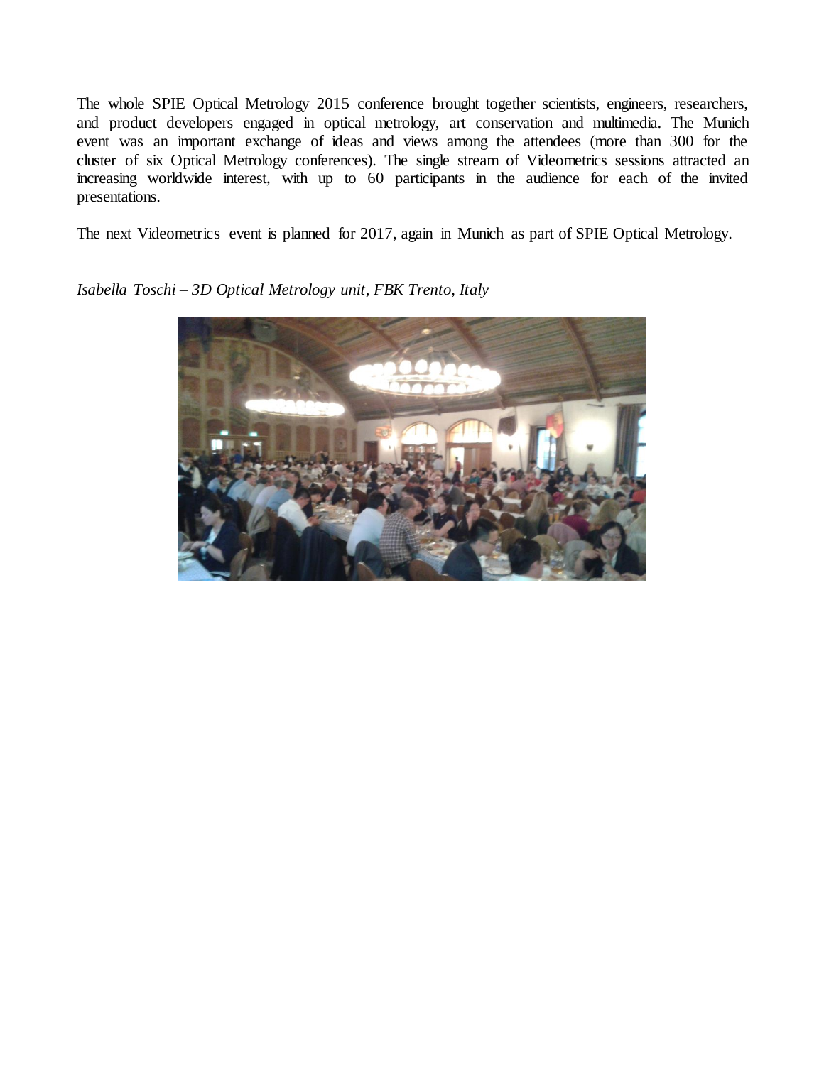The whole SPIE Optical Metrology 2015 conference brought together scientists, engineers, researchers, and product developers engaged in optical metrology, art conservation and multimedia. The Munich event was an important exchange of ideas and views among the attendees (more than 300 for the cluster of six Optical Metrology conferences). The single stream of Videometrics sessions attracted an increasing worldwide interest, with up to 60 participants in the audience for each of the invited presentations.

The next Videometrics event is planned for 2017, again in Munich as part of SPIE Optical Metrology.

*Isabella Toschi – 3D Optical Metrology unit, FBK Trento, Italy*